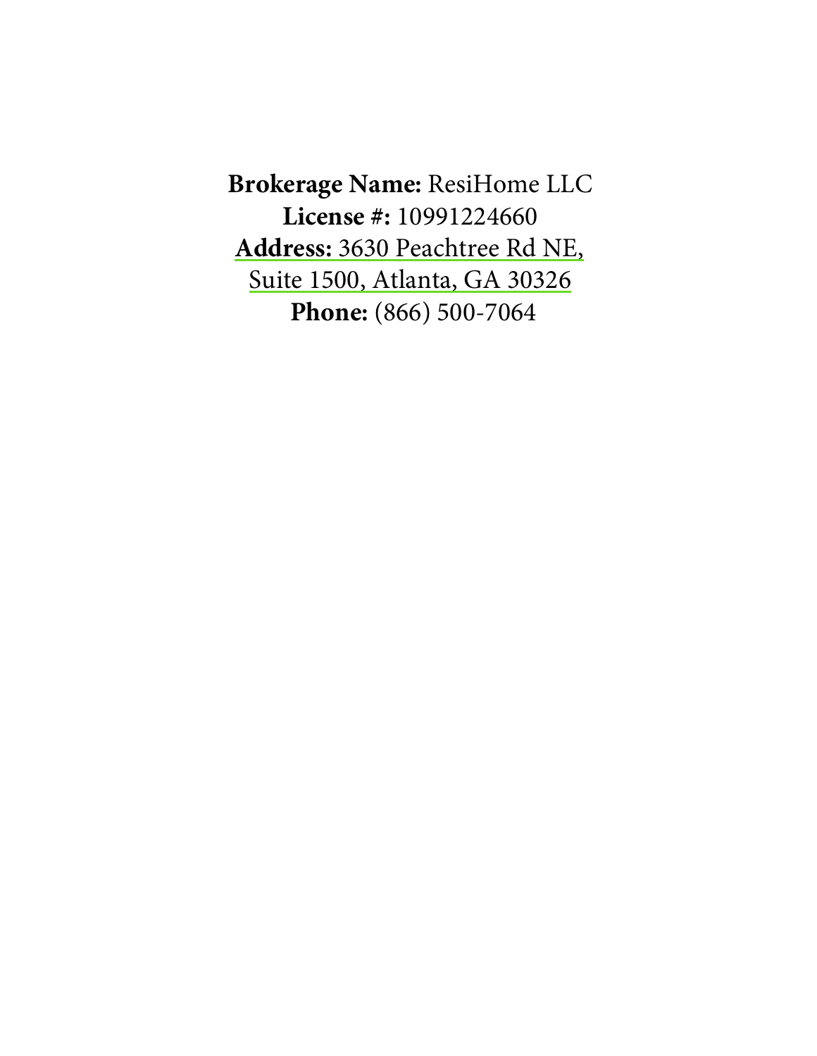**Brokerage Name:** ResiHome LLC
**License #:** 10991224660
**Address:** 3630 Peachtree Rd NE, Suite 1500, Atlanta, GA 30326
**Phone:** (866) 500-7064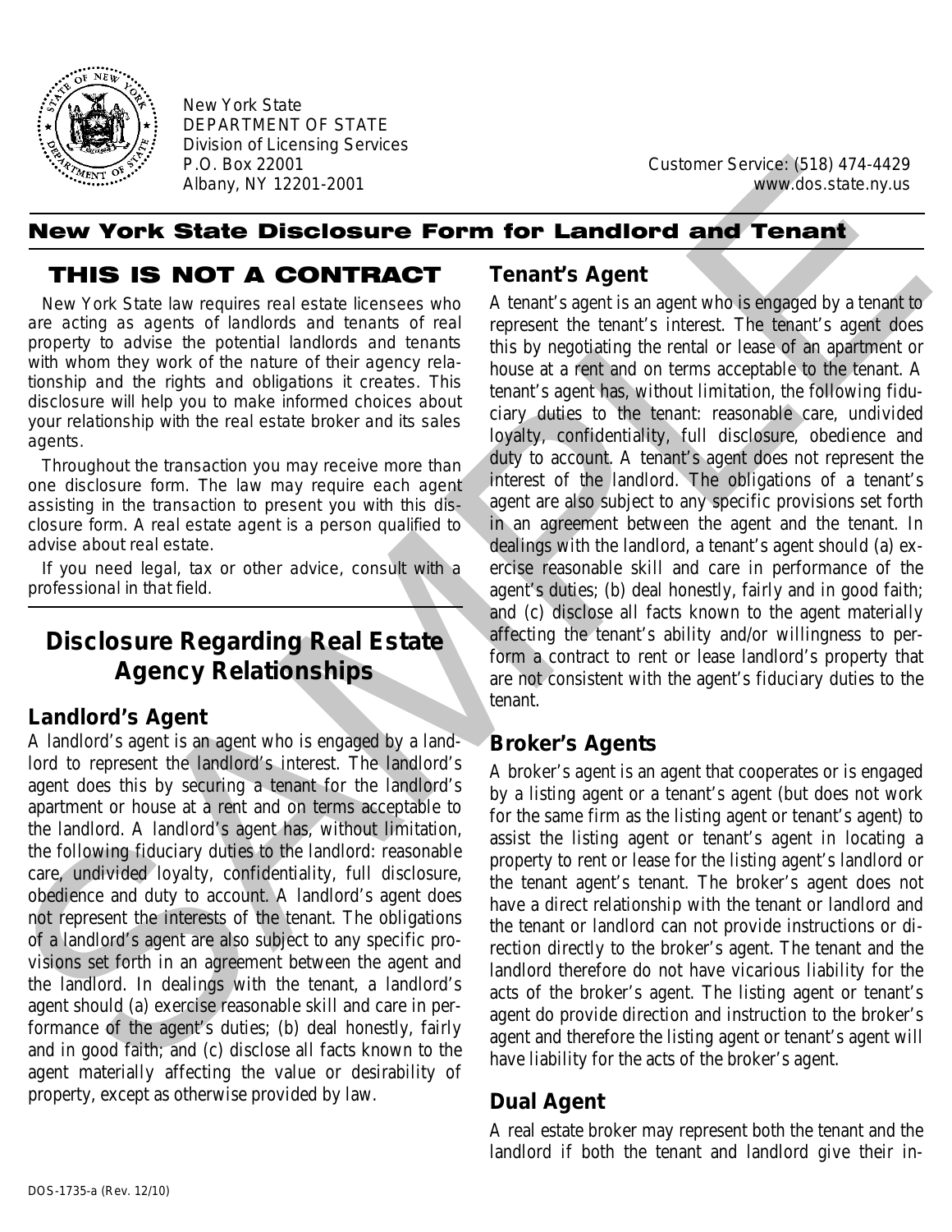New York State
DEPARTMENT OF STATE
Division of Licensing Services
P.O. Box 22001
Albany, NY 12201-2001

Customer Service: (518) 474-4429
www.dos.state.ny.us

# New York State Disclosure Form for Landlord and Tenant

## THIS IS NOT A CONTRACT

New York State law requires real estate licensees who are acting as agents of landlords and tenants of real property to advise the potential landlords and tenants with whom they work of the nature of their agency relationship and the rights and obligations it creates. This disclosure will help you to make informed choices about your relationship with the real estate broker and its sales agents.

Throughout the transaction you may receive more than one disclosure form. The law may require each agent assisting in the transaction to present you with this disclosure form. A real estate agent is a person qualified to advise about real estate.

If you need legal, tax or other advice, consult with a professional in that field.

## Disclosure Regarding Real Estate Agency Relationships

### Landlord's Agent

A landlord's agent is an agent who is engaged by a landlord to represent the landlord's interest. The landlord's agent does this by securing a tenant for the landlord's apartment or house at a rent and on terms acceptable to the landlord. A landlord's agent has, without limitation, the following fiduciary duties to the landlord: reasonable care, undivided loyalty, confidentiality, full disclosure, obedience and duty to account. A landlord's agent does not represent the interests of the tenant. The obligations of a landlord's agent are also subject to any specific provisions set forth in an agreement between the agent and the landlord. In dealings with the tenant, a landlord's agent should (a) exercise reasonable skill and care in performance of the agent's duties; (b) deal honestly, fairly and in good faith; and (c) disclose all facts known to the agent materially affecting the value or desirability of property, except as otherwise provided by law.

### Tenant's Agent

A tenant's agent is an agent who is engaged by a tenant to represent the tenant's interest. The tenant's agent does this by negotiating the rental or lease of an apartment or house at a rent and on terms acceptable to the tenant. A tenant's agent has, without limitation, the following fiduciary duties to the tenant: reasonable care, undivided loyalty, confidentiality, full disclosure, obedience and duty to account. A tenant's agent does not represent the interest of the landlord. The obligations of a tenant's agent are also subject to any specific provisions set forth in an agreement between the agent and the tenant. In dealings with the landlord, a tenant's agent should (a) exercise reasonable skill and care in performance of the agent's duties; (b) deal honestly, fairly and in good faith; and (c) disclose all facts known to the agent materially affecting the tenant's ability and/or willingness to perform a contract to rent or lease landlord's property that are not consistent with the agent's fiduciary duties to the tenant.

### Broker's Agents

A broker's agent is an agent that cooperates or is engaged by a listing agent or a tenant's agent (but does not work for the same firm as the listing agent or tenant's agent) to assist the listing agent or tenant's agent in locating a property to rent or lease for the listing agent's landlord or the tenant agent's tenant. The broker's agent does not have a direct relationship with the tenant or landlord and the tenant or landlord can not provide instructions or direction directly to the broker's agent. The tenant and the landlord therefore do not have vicarious liability for the acts of the broker's agent. The listing agent or tenant's agent do provide direction and instruction to the broker's agent and therefore the listing agent or tenant's agent will have liability for the acts of the broker's agent.

### Dual Agent

A real estate broker may represent both the tenant and the landlord if both the tenant and landlord give their in-

DOS-1735-a (Rev. 12/10)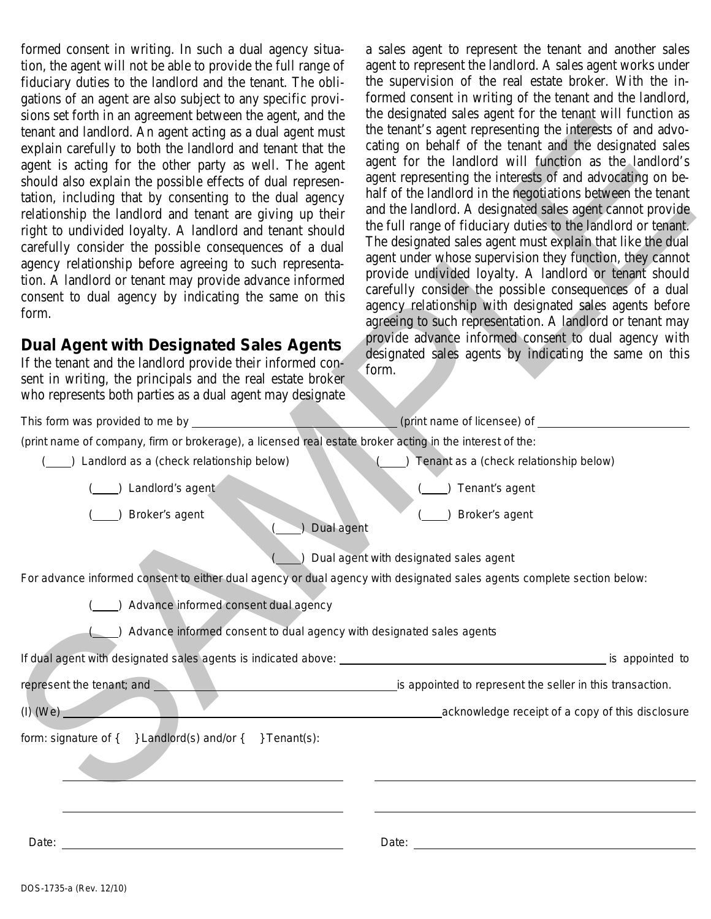formed consent in writing. In such a dual agency situation, the agent will not be able to provide the full range of fiduciary duties to the landlord and the tenant. The obligations of an agent are also subject to any specific provisions set forth in an agreement between the agent, and the tenant and landlord. An agent acting as a dual agent must explain carefully to both the landlord and tenant that the agent is acting for the other party as well. The agent should also explain the possible effects of dual representation, including that by consenting to the dual agency relationship the landlord and tenant are giving up their right to undivided loyalty. A landlord and tenant should carefully consider the possible consequences of a dual agency relationship before agreeing to such representation. A landlord or tenant may provide advance informed consent to dual agency by indicating the same on this form.

## Dual Agent with Designated Sales Agents

If the tenant and the landlord provide their informed consent in writing, the principals and the real estate broker who represents both parties as a dual agent may designate a sales agent to represent the tenant and another sales agent to represent the landlord. A sales agent works under the supervision of the real estate broker. With the informed consent in writing of the tenant and the landlord, the designated sales agent for the tenant will function as the tenant's agent representing the interests of and advocating on behalf of the tenant and the designated sales agent for the landlord will function as the landlord's agent representing the interests of and advocating on behalf of the landlord in the negotiations between the tenant and the landlord. A designated sales agent cannot provide the full range of fiduciary duties to the landlord or tenant. The designated sales agent must explain that like the dual agent under whose supervision they function, they cannot provide undivided loyalty. A landlord or tenant should carefully consider the possible consequences of a dual agency relationship with designated sales agents before agreeing to such representation. A landlord or tenant may provide advance informed consent to dual agency with designated sales agents by indicating the same on this form.

This form was provided to me by \_\_\_\_\_\_\_\_\_\_\_\_\_\_\_\_\_\_\_\_ (print name of licensee) of \_\_\_\_\_\_\_\_\_\_\_\_\_\_\_\_\_\_\_\_

(print name of company, firm or brokerage), a licensed real estate broker acting in the interest of the:

( \_\_\_\_ ) Landlord as a (check relationship below)

- ( \_\_\_\_ ) Landlord's agent
- ( \_\_\_\_ ) Broker's agent

( \_\_\_\_ ) Tenant as a (check relationship below)

- ( \_\_\_\_ ) Tenant's agent
- ( \_\_\_\_ ) Broker's agent

( \_\_\_\_ ) Dual agent

( \_\_\_\_ ) Dual agent with designated sales agent

For advance informed consent to either dual agency or dual agency with designated sales agents complete section below:

( \_\_\_\_ ) Advance informed consent dual agency

( \_\_\_\_ ) Advance informed consent to dual agency with designated sales agents

If dual agent with designated sales agents is indicated above: \_\_\_\_\_\_\_\_\_\_\_\_\_\_\_\_\_\_\_\_ is appointed to represent the tenant; and \_\_\_\_\_\_\_\_\_\_\_\_\_\_\_\_\_\_\_\_ is appointed to represent the seller in this transaction.

(I) (We) \_\_\_\_\_\_\_\_\_\_\_\_\_\_\_\_\_\_\_\_ acknowledge receipt of a copy of this disclosure form: signature of { } Landlord(s) and/or { } Tenant(s):

\_\_\_\_\_\_\_\_\_\_\_\_\_\_\_\_\_\_\_\_ \_\_\_\_\_\_\_\_\_\_\_\_\_\_\_\_\_\_\_\_

\_\_\_\_\_\_\_\_\_\_\_\_\_\_\_\_\_\_\_\_ \_\_\_\_\_\_\_\_\_\_\_\_\_\_\_\_\_\_\_\_

Date: \_\_\_\_\_\_\_\_\_\_\_\_\_\_\_\_\_\_\_\_ Date: \_\_\_\_\_\_\_\_\_\_\_\_\_\_\_\_\_\_\_\_

DOS-1735-a (Rev. 12/10)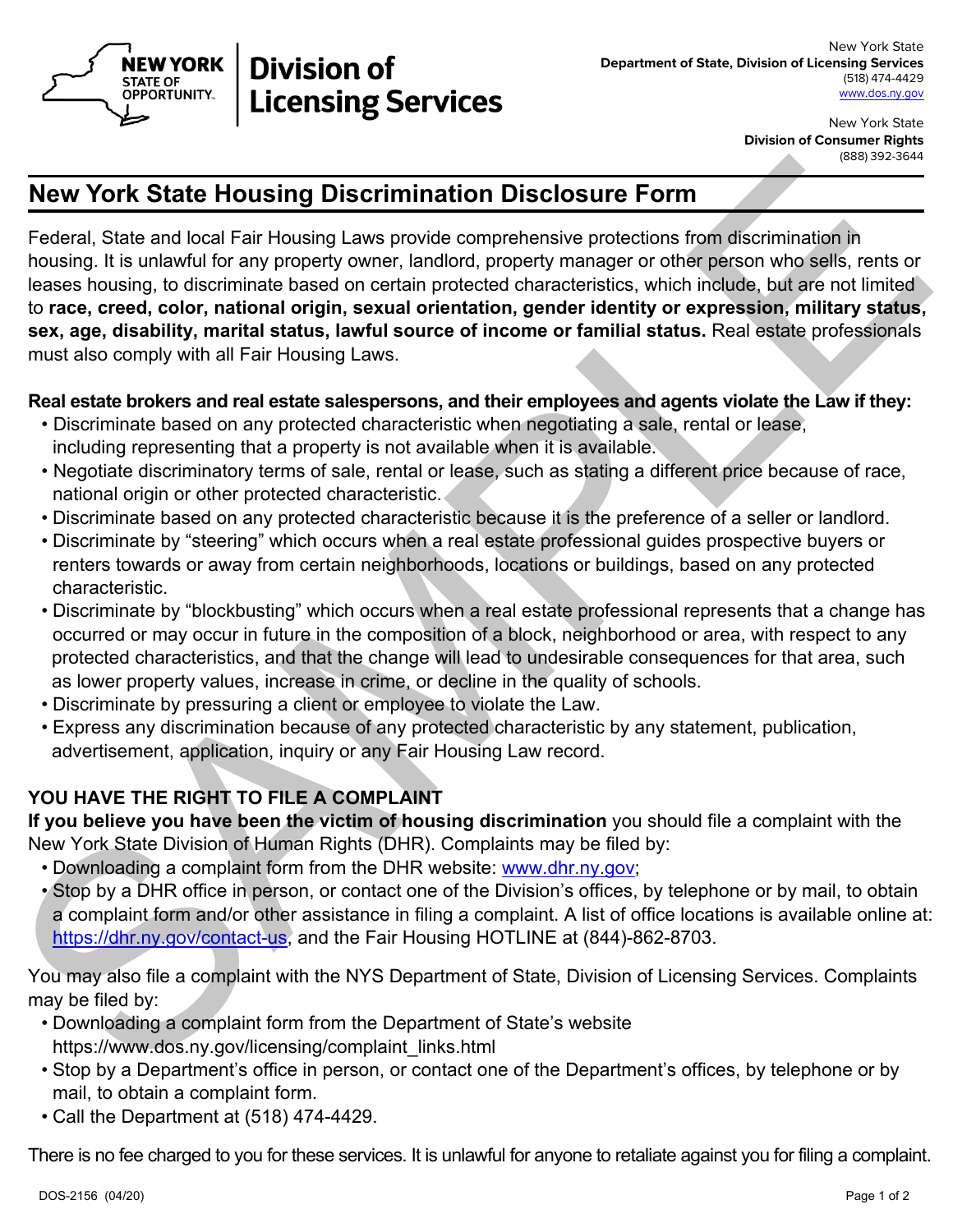New York State
**Department of State, Division of Licensing Services**
(518) 474-4429
www.dos.ny.gov

New York State
**Division of Consumer Rights**
(888) 392-3644

**NEW YORK STATE OF OPPORTUNITY.** | **Division of Licensing Services**

# New York State Housing Discrimination Disclosure Form

Federal, State and local Fair Housing Laws provide comprehensive protections from discrimination in housing. It is unlawful for any property owner, landlord, property manager or other person who sells, rents or leases housing, to discriminate based on certain protected characteristics, which include, but are not limited to **race, creed, color, national origin, sexual orientation, gender identity or expression, military status, sex, age, disability, marital status, lawful source of income or familial status.** Real estate professionals must also comply with all Fair Housing Laws.

**Real estate brokers and real estate salespersons, and their employees and agents violate the Law if they:**

- Discriminate based on any protected characteristic when negotiating a sale, rental or lease, including representing that a property is not available when it is available.
- Negotiate discriminatory terms of sale, rental or lease, such as stating a different price because of race, national origin or other protected characteristic.
- Discriminate based on any protected characteristic because it is the preference of a seller or landlord.
- Discriminate by "steering" which occurs when a real estate professional guides prospective buyers or renters towards or away from certain neighborhoods, locations or buildings, based on any protected characteristic.
- Discriminate by "blockbusting" which occurs when a real estate professional represents that a change has occurred or may occur in future in the composition of a block, neighborhood or area, with respect to any protected characteristics, and that the change will lead to undesirable consequences for that area, such as lower property values, increase in crime, or decline in the quality of schools.
- Discriminate by pressuring a client or employee to violate the Law.
- Express any discrimination because of any protected characteristic by any statement, publication, advertisement, application, inquiry or any Fair Housing Law record.

## YOU HAVE THE RIGHT TO FILE A COMPLAINT

**If you believe you have been the victim of housing discrimination** you should file a complaint with the New York State Division of Human Rights (DHR). Complaints may be filed by:

- Downloading a complaint form from the DHR website: www.dhr.ny.gov;
- Stop by a DHR office in person, or contact one of the Division's offices, by telephone or by mail, to obtain a complaint form and/or other assistance in filing a complaint. A list of office locations is available online at: https://dhr.ny.gov/contact-us, and the Fair Housing HOTLINE at (844)-862-8703.

You may also file a complaint with the NYS Department of State, Division of Licensing Services. Complaints may be filed by:

- Downloading a complaint form from the Department of State's website https://www.dos.ny.gov/licensing/complaint_links.html
- Stop by a Department's office in person, or contact one of the Department's offices, by telephone or by mail, to obtain a complaint form.
- Call the Department at (518) 474-4429.

There is no fee charged to you for these services. It is unlawful for anyone to retaliate against you for filing a complaint.

DOS-2156 (04/20)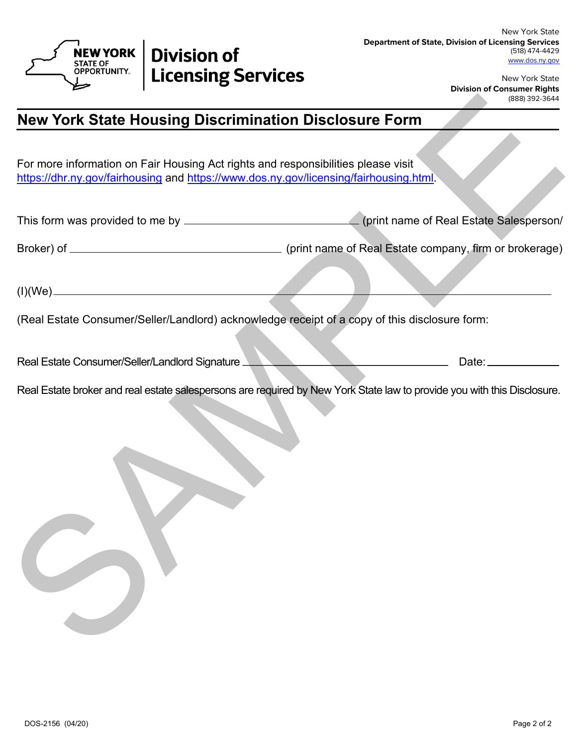New York State
**Department of State, Division of Licensing Services**
(518) 474-4429
www.dos.ny.gov

New York State
**Division of Consumer Rights**
(888) 392-3644

**NEW YORK** STATE OF OPPORTUNITY. | **Division of Licensing Services**

# New York State Housing Discrimination Disclosure Form

For more information on Fair Housing Act rights and responsibilities please visit https://dhr.ny.gov/fairhousing and https://www.dos.ny.gov/licensing/fairhousing.html.

This form was provided to me by ______________________________ (print name of Real Estate Salesperson/

Broker) of ______________________________________ (print name of Real Estate company, firm or brokerage)

(I)(We) ________________________________________________________________________________

(Real Estate Consumer/Seller/Landlord) acknowledge receipt of a copy of this disclosure form:

Real Estate Consumer/Seller/Landlord Signature ___________________________________ Date: ____________

Real Estate broker and real estate salespersons are required by New York State law to provide you with this Disclosure.

SAMPLE

DOS-2156 (04/20)